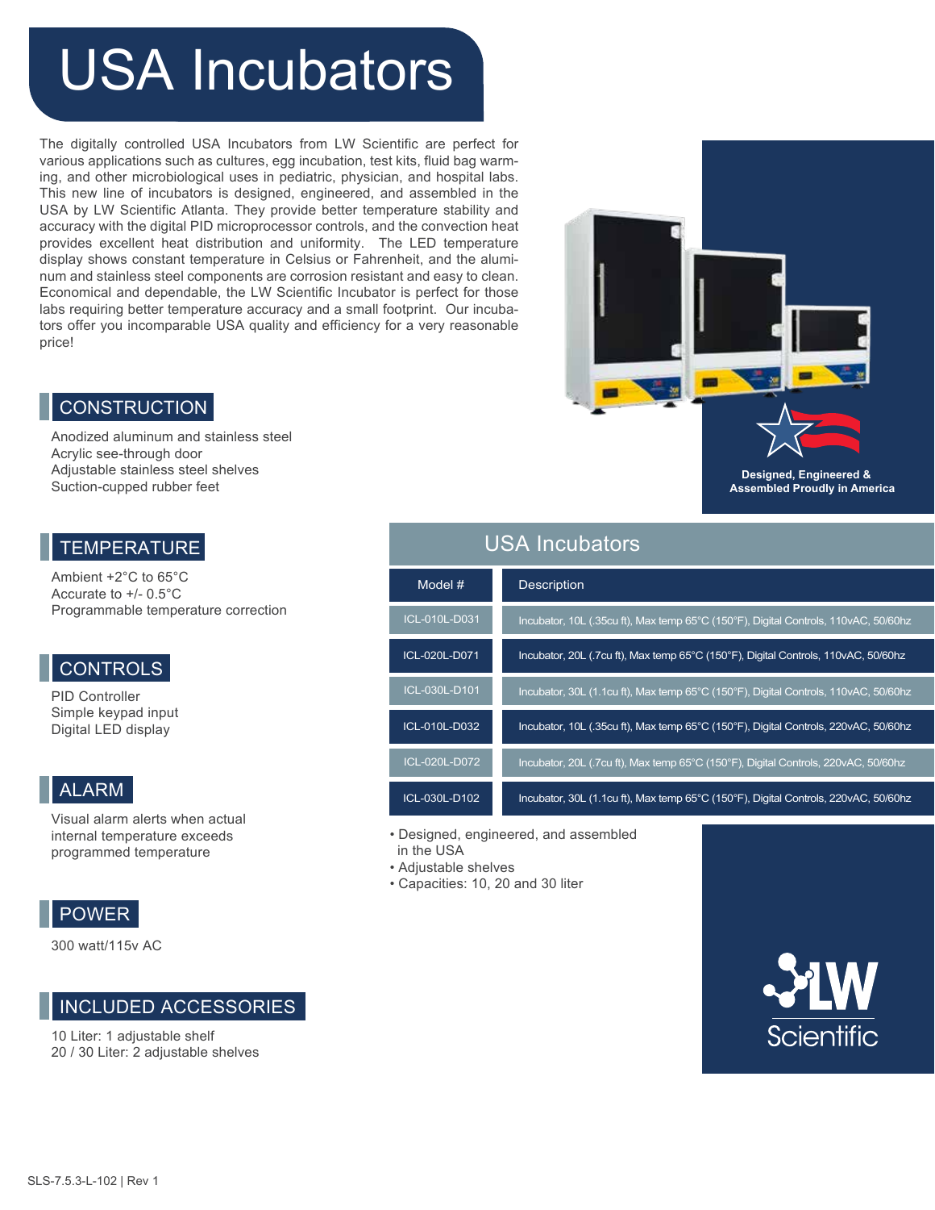# USA Incubators

The digitally controlled USA Incubators from LW Scientific are perfect for various applications such as cultures, egg incubation, test kits, fluid bag warming, and other microbiological uses in pediatric, physician, and hospital labs. This new line of incubators is designed, engineered, and assembled in the USA by LW Scientific Atlanta. They provide better temperature stability and accuracy with the digital PID microprocessor controls, and the convection heat provides excellent heat distribution and uniformity. The LED temperature display shows constant temperature in Celsius or Fahrenheit, and the aluminum and stainless steel components are corrosion resistant and easy to clean. Economical and dependable, the LW Scientific Incubator is perfect for those labs requiring better temperature accuracy and a small footprint. Our incubators offer you incomparable USA quality and efficiency for a very reasonable price!

**Designed, Engineered & Assembled Proudly in America**

## CONSTRUCTION

Anodized aluminum and stainless steel
Acrylic see-through door
Adjustable stainless steel shelves
Suction-cupped rubber feet

## TEMPERATURE

Ambient +2°C to 65°C
Accurate to +/- 0.5°C
Programmable temperature correction

## CONTROLS

PID Controller
Simple keypad input
Digital LED display

## ALARM

Visual alarm alerts when actual internal temperature exceeds programmed temperature

## POWER

300 watt/115v AC

## INCLUDED ACCESSORIES

10 Liter: 1 adjustable shelf
20 / 30 Liter: 2 adjustable shelves

## USA Incubators

| Model # | Description |
|---|---|
| ICL-010L-D031 | Incubator, 10L (.35cu ft), Max temp 65°C (150°F), Digital Controls, 110vAC, 50/60hz |
| ICL-020L-D071 | Incubator, 20L (.7cu ft), Max temp 65°C (150°F), Digital Controls, 110vAC, 50/60hz |
| ICL-030L-D101 | Incubator, 30L (1.1cu ft), Max temp 65°C (150°F), Digital Controls, 110vAC, 50/60hz |
| ICL-010L-D032 | Incubator, 10L (.35cu ft), Max temp 65°C (150°F), Digital Controls, 220vAC, 50/60hz |
| ICL-020L-D072 | Incubator, 20L (.7cu ft), Max temp 65°C (150°F), Digital Controls, 220vAC, 50/60hz |
| ICL-030L-D102 | Incubator, 30L (1.1cu ft), Max temp 65°C (150°F), Digital Controls, 220vAC, 50/60hz |

- Designed, engineered, and assembled in the USA
- Adjustable shelves
- Capacities: 10, 20 and 30 liter

LW Scientific

SLS-7.5.3-L-102 | Rev 1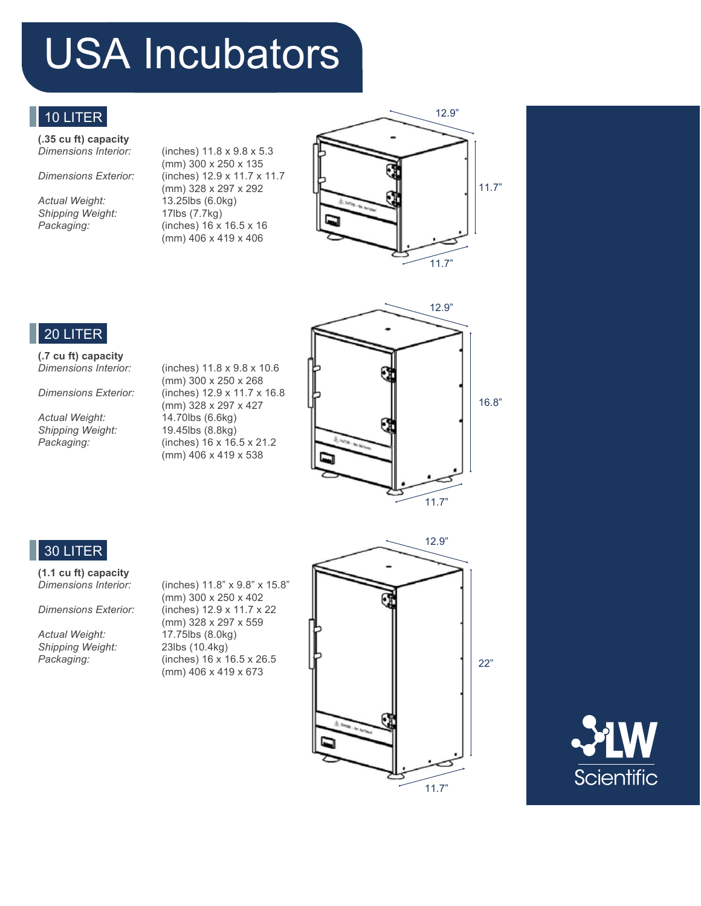# USA Incubators

## 10 LITER

**(.35 cu ft) capacity**

| | |
|---|---|
| *Dimensions Interior:* | (inches) 11.8 x 9.8 x 5.3<br>(mm) 300 x 250 x 135 |
| *Dimensions Exterior:* | (inches) 12.9 x 11.7 x 11.7<br>(mm) 328 x 297 x 292 |
| *Actual Weight:* | 13.25lbs (6.0kg) |
| *Shipping Weight:* | 17lbs (7.7kg) |
| *Packaging:* | (inches) 16 x 16.5 x 16<br>(mm) 406 x 419 x 406 |

12.9”
11.7”
11.7”

## 20 LITER

**(.7 cu ft) capacity**

| | |
|---|---|
| *Dimensions Interior:* | (inches) 11.8 x 9.8 x 10.6<br>(mm) 300 x 250 x 268 |
| *Dimensions Exterior:* | (inches) 12.9 x 11.7 x 16.8<br>(mm) 328 x 297 x 427 |
| *Actual Weight:* | 14.70lbs (6.6kg) |
| *Shipping Weight:* | 19.45lbs (8.8kg) |
| *Packaging:* | (inches) 16 x 16.5 x 21.2<br>(mm) 406 x 419 x 538 |

12.9”
16.8”
11.7”

## 30 LITER

**(1.1 cu ft) capacity**

| | |
|---|---|
| *Dimensions Interior:* | (inches) 11.8” x 9.8” x 15.8”<br>(mm) 300 x 250 x 402 |
| *Dimensions Exterior:* | (inches) 12.9 x 11.7 x 22<br>(mm) 328 x 297 x 559 |
| *Actual Weight:* | 17.75lbs (8.0kg) |
| *Shipping Weight:* | 23lbs (10.4kg) |
| *Packaging:* | (inches) 16 x 16.5 x 26.5<br>(mm) 406 x 419 x 673 |

12.9”
22”
11.7”

LW Scientific